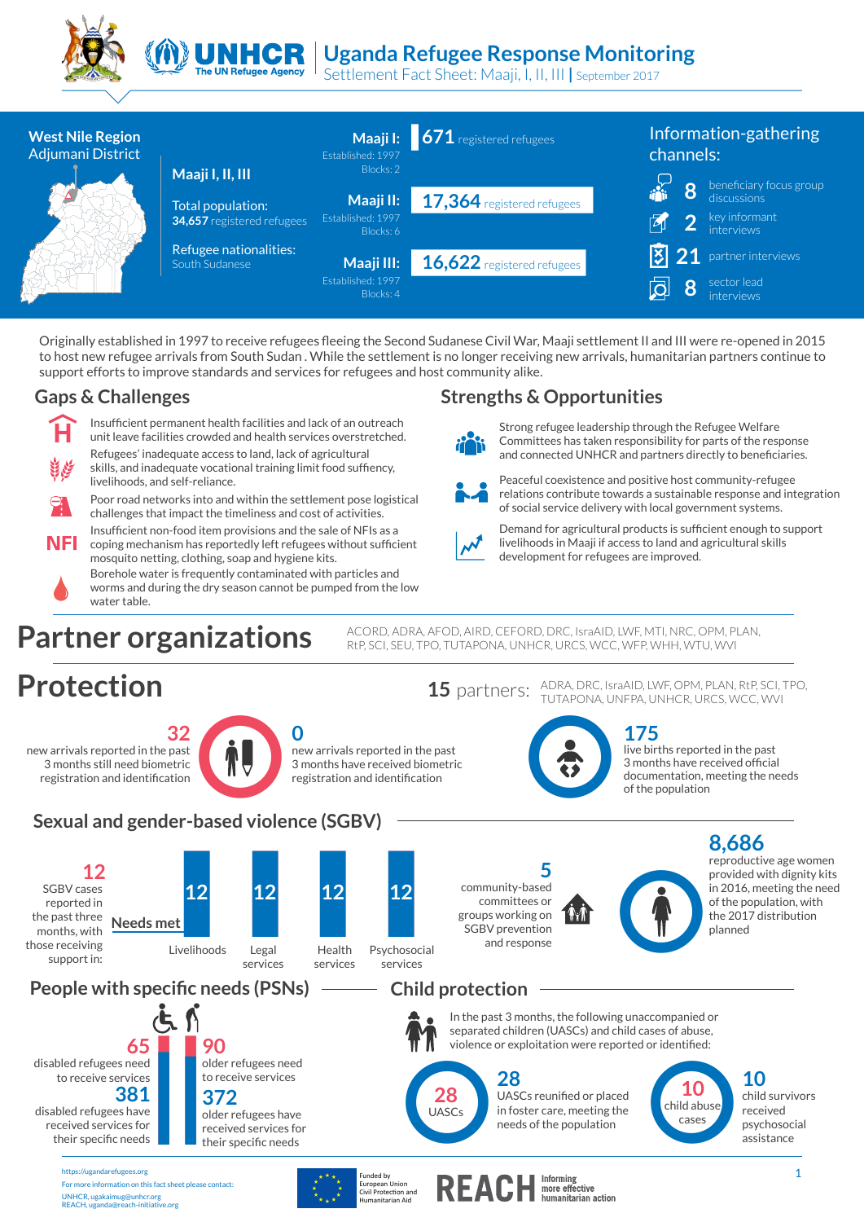# Uganda Refugee Response Monitoring

Settlement Fact Sheet: Maaji, I, II, III | September 2017

**West Nile Region**
Adjumani District

**Maaji I, II, III**

Total population:
**34,657** registered refugees

Refugee nationalities:
South Sudanese

**Maaji I:** Established: 1997, Blocks: 2 — **671** registered refugees

**Maaji II:** Established: 1997, Blocks: 6 — **17,364** registered refugees

**Maaji III:** Established: 1997, Blocks: 4 — **16,622** registered refugees

**Information-gathering channels:**

- **8** beneficiary focus group discussions
- **2** key informant interviews
- **21** partner interviews
- **8** sector lead interviews

Originally established in 1997 to receive refugees fleeing the Second Sudanese Civil War, Maaji settlement II and III were re-opened in 2015 to host new refugee arrivals from South Sudan . While the settlement is no longer receiving new arrivals, humanitarian partners continue to support efforts to improve standards and services for refugees and host community alike.

## Gaps & Challenges

- Insufficient permanent health facilities and lack of an outreach unit leave facilities crowded and health services overstretched.
- Refugees' inadequate access to land, lack of agricultural skills, and inadequate vocational training limit food suffiency, livelihoods, and self-reliance.
- Poor road networks into and within the settlement pose logistical challenges that impact the timeliness and cost of activities.
- Insufficient non-food item provisions and the sale of NFIs as a coping mechanism has reportedly left refugees without sufficient mosquito netting, clothing, soap and hygiene kits.
- Borehole water is frequently contaminated with particles and worms and during the dry season cannot be pumped from the low water table.

## Strengths & Opportunities

- Strong refugee leadership through the Refugee Welfare Committees has taken responsibility for parts of the response and connected UNHCR and partners directly to beneficiaries.
- Peaceful coexistence and positive host community-refugee relations contribute towards a sustainable response and integration of social service delivery with local government systems.
- Demand for agricultural products is sufficient enough to support livelihoods in Maaji if access to land and agricultural skills development for refugees are improved.

# Partner organizations

ACORD, ADRA, AFOD, AIRD, CEFORD, DRC, IsraAID, LWF, MTI, NRC, OPM, PLAN, RtP, SCI, SEU, TPO, TUTAPONA, UNHCR, URCS, WCC, WFP, WHH, WTU, WVI

# Protection

**15** partners: ADRA, DRC, IsraAID, LWF, OPM, PLAN, RtP, SCI, TPO, TUTAPONA, UNFPA, UNHCR, URCS, WCC, WVI

- **32** new arrivals reported in the past 3 months still need biometric registration and identification
- **0** new arrivals reported in the past 3 months have received biometric registration and identification
- **175** live births reported in the past 3 months have received official documentation, meeting the needs of the population

## Sexual and gender-based violence (SGBV)

**12** SGBV cases reported in the past three months, with those receiving support in:

| Needs met | Livelihoods | Legal services | Health services | Psychosocial services |
|---|---|---|---|---|
| | 12 | 12 | 12 | 12 |

**5** community-based committees or groups working on SGBV prevention and response

**8,686** reproductive age women provided with dignity kits in 2016, meeting the need of the population, with the 2017 distribution planned

## People with specific needs (PSNs)

- **65** disabled refugees need to receive services
- **381** disabled refugees have received services for their specific needs
- **90** older refugees need to receive services
- **372** older refugees have received services for their specific needs

## Child protection

In the past 3 months, the following unaccompanied or separated children (UASCs) and child cases of abuse, violence or exploitation were reported or identified:

- **28** UASCs — **28** UASCs reunified or placed in foster care, meeting the needs of the population
- **10** child abuse cases — **10** child survivors received psychosocial assistance

https://ugandarefugees.org
For more information on this fact sheet please contact:
UNHCR, ugakaimug@unhcr.org
REACH, uganda@reach-initiative.org

Funded by European Union Civil Protection and Humanitarian Aid

REACH Informing more effective humanitarian action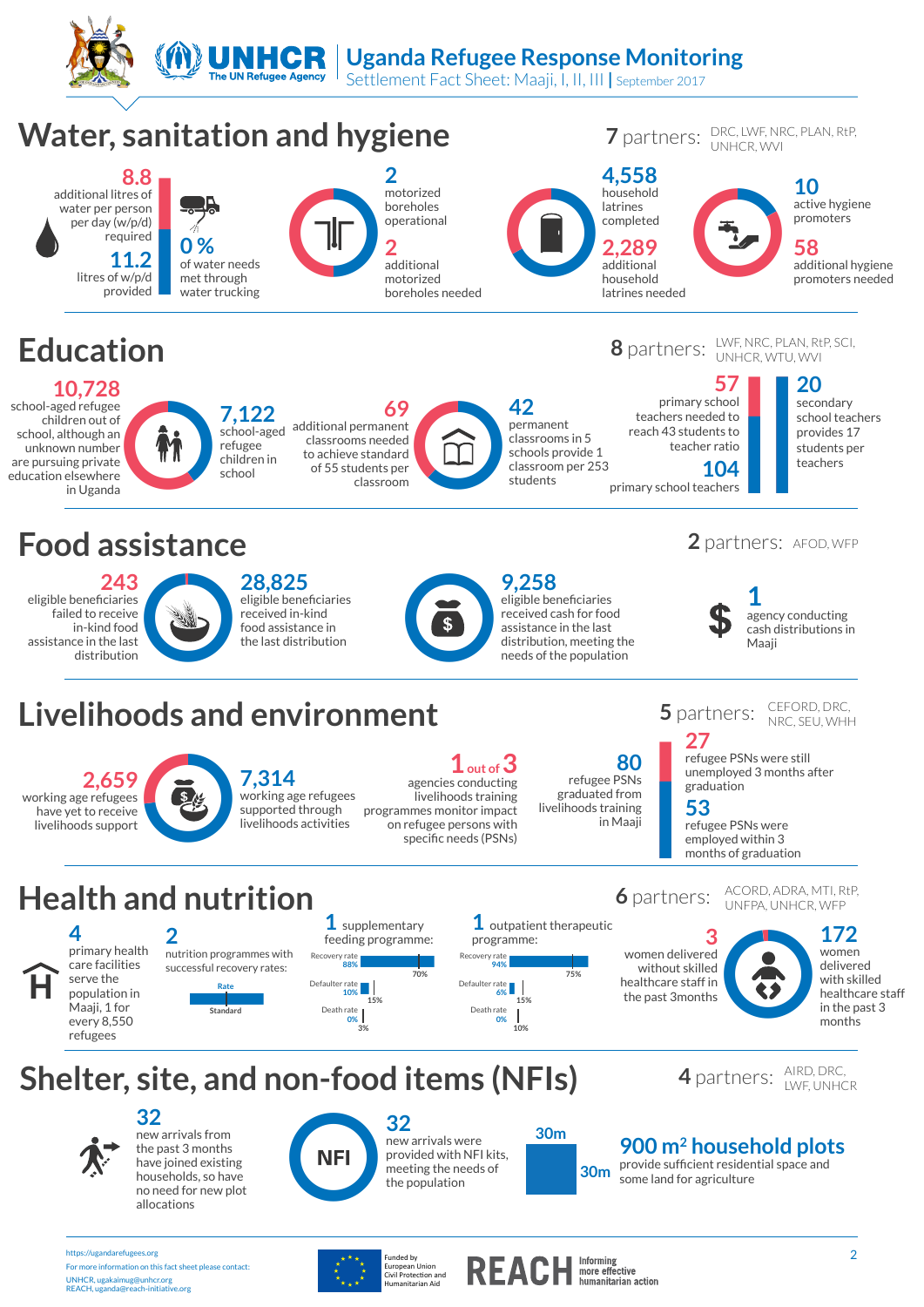# Uganda Refugee Response Monitoring

Settlement Fact Sheet: Maaji, I, II, III | September 2017

## Water, sanitation and hygiene

**7** partners: DRC, LWF, NRC, PLAN, RtP, UNHCR, WVI

**8.8** additional litres of water per person per day (w/p/d) required

**11.2** litres of w/p/d provided

**0 %** of water needs met through water trucking

**2** motorized boreholes operational

**2** additional motorized boreholes needed

**4,558** household latrines completed

**2,289** additional household latrines needed

**10** active hygiene promoters

**58** additional hygiene promoters needed

## Education

**8** partners: LWF, NRC, PLAN, RtP, SCI, UNHCR, WTU, WVI

**10,728** school-aged refugee children out of school, although an unknown number are pursuing private education elsewhere in Uganda

**7,122** school-aged refugee children in school

**69** additional permanent classrooms needed to achieve standard of 55 students per classroom

**42** permanent classrooms in 5 schools provide 1 classroom per 253 students

**57** primary school teachers needed to reach 43 students to teacher ratio

**104** primary school teachers

**20** secondary school teachers provides 17 students per teachers

## Food assistance

**2** partners: AFOD, WFP

**243** eligible beneficiaries failed to receive in-kind food assistance in the last distribution

**28,825** eligible beneficiaries received in-kind food assistance in the last distribution

**9,258** eligible beneficiaries received cash for food assistance in the last distribution, meeting the needs of the population

**1** agency conducting cash distributions in Maaji

## Livelihoods and environment

**5** partners: CEFORD, DRC, NRC, SEU, WHH

**2,659** working age refugees have yet to receive livelihoods support

**7,314** working age refugees supported through livelihoods activities

**1** out of **3** agencies conducting livelihoods training programmes monitor impact on refugee persons with specific needs (PSNs)

**80** refugee PSNs graduated from livelihoods training in Maaji

**27** refugee PSNs were still unemployed 3 months after graduation

**53** refugee PSNs were employed within 3 months of graduation

## Health and nutrition

**6** partners: ACORD, ADRA, MTI, RtP, UNFPA, UNHCR, WFP

**4** primary health care facilities serve the population in Maaji, 1 for every 8,550 refugees

**2** nutrition programmes with successful recovery rates:

Rate
Standard

**1** supplementary feeding programme:

Recovery rate 88% 70%
Defaulter rate 10% 15%
Death rate 0% 3%

**1** outpatient therapeutic programme:

Recovery rate 94% 75%
Defaulter rate 6% 15%
Death rate 0% 10%

**3** women delivered without skilled healthcare staff in the past 3months

**172** women delivered with skilled healthcare staff in the past 3 months

## Shelter, site, and non-food items (NFIs)

**4** partners: AIRD, DRC, LWF, UNHCR

**32** new arrivals from the past 3 months have joined existing households, so have no need for new plot allocations

**32** new arrivals were provided with NFI kits, meeting the needs of the population

30m
30m

**900 m² household plots** provide sufficient residential space and some land for agriculture

https://ugandarefugees.org

For more information on this fact sheet please contact:

UNHCR, ugakaimug@unhcr.org

REACH, uganda@reach-initiative.org

Funded by European Union Civil Protection and Humanitarian Aid

REACH Informing more effective humanitarian action